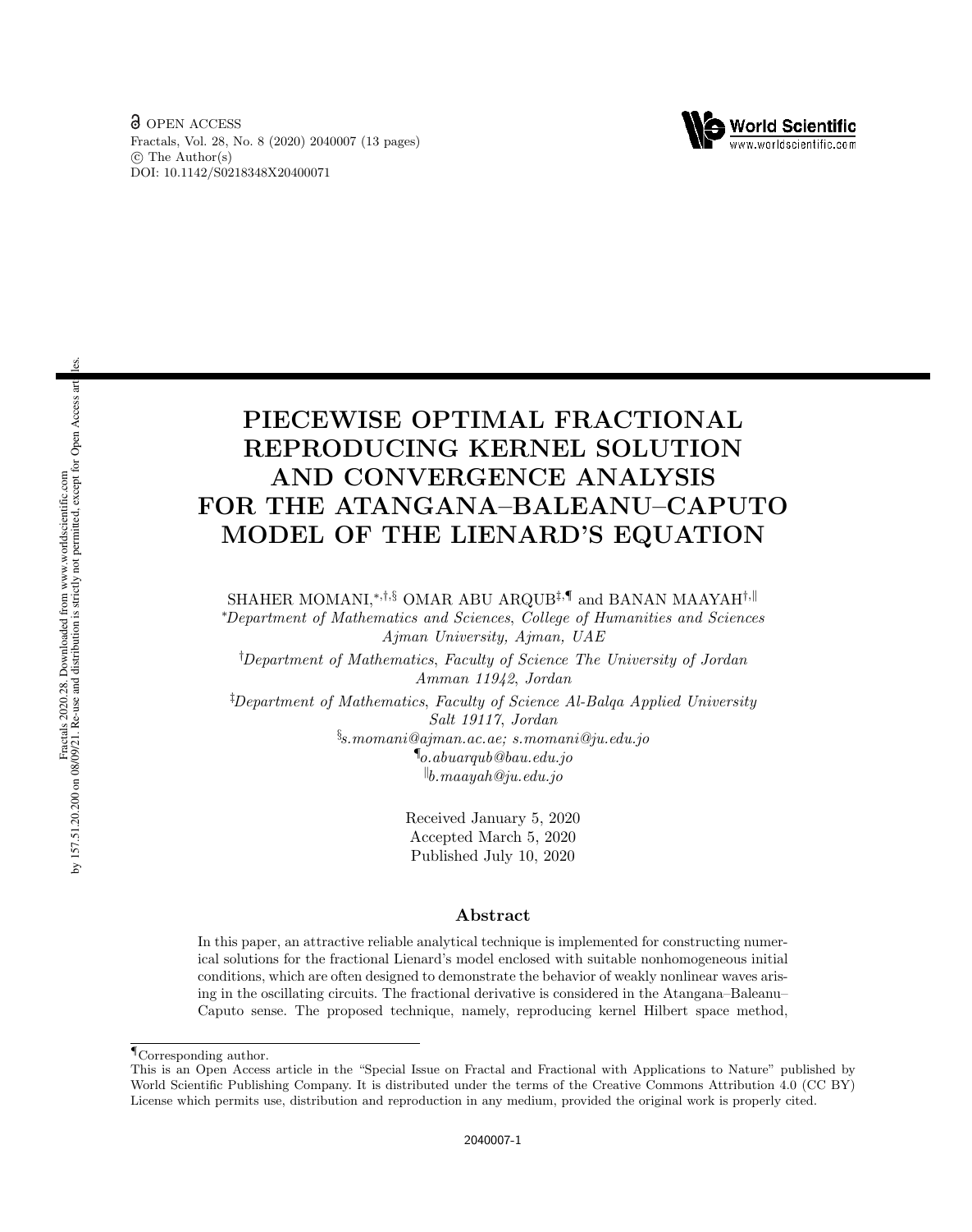OPEN ACCESS

Fractals, Vol. 28, No. 8 (2020) 2040007 (13 pages)
© The Author(s)
DOI: 10.1142/S0218348X20400071

# PIECEWISE OPTIMAL FRACTIONAL REPRODUCING KERNEL SOLUTION AND CONVERGENCE ANALYSIS FOR THE ATANGANA–BALEANU–CAPUTO MODEL OF THE LIENARD'S EQUATION

SHAHER MOMANI,[*,†,§] OMAR ABU ARQUB[‡,¶] and BANAN MAAYAH[†,‖]

[*]*Department of Mathematics and Sciences, College of Humanities and Sciences Ajman University, Ajman, UAE*

[†]*Department of Mathematics, Faculty of Science The University of Jordan Amman 11942, Jordan*

[‡]*Department of Mathematics, Faculty of Science Al-Balqa Applied University Salt 19117, Jordan*

[§]*s.momani@ajman.ac.ae; s.momani@ju.edu.jo*

[¶]*o.abuarqub@bau.edu.jo*

[‖]*b.maayah@ju.edu.jo*

Received January 5, 2020
Accepted March 5, 2020
Published July 10, 2020

## Abstract

In this paper, an attractive reliable analytical technique is implemented for constructing numerical solutions for the fractional Lienard's model enclosed with suitable nonhomogeneous initial conditions, which are often designed to demonstrate the behavior of weakly nonlinear waves arising in the oscillating circuits. The fractional derivative is considered in the Atangana–Baleanu–Caputo sense. The proposed technique, namely, reproducing kernel Hilbert space method,

[¶]Corresponding author.

This is an Open Access article in the "Special Issue on Fractal and Fractional with Applications to Nature" published by World Scientific Publishing Company. It is distributed under the terms of the Creative Commons Attribution 4.0 (CC BY) License which permits use, distribution and reproduction in any medium, provided the original work is properly cited.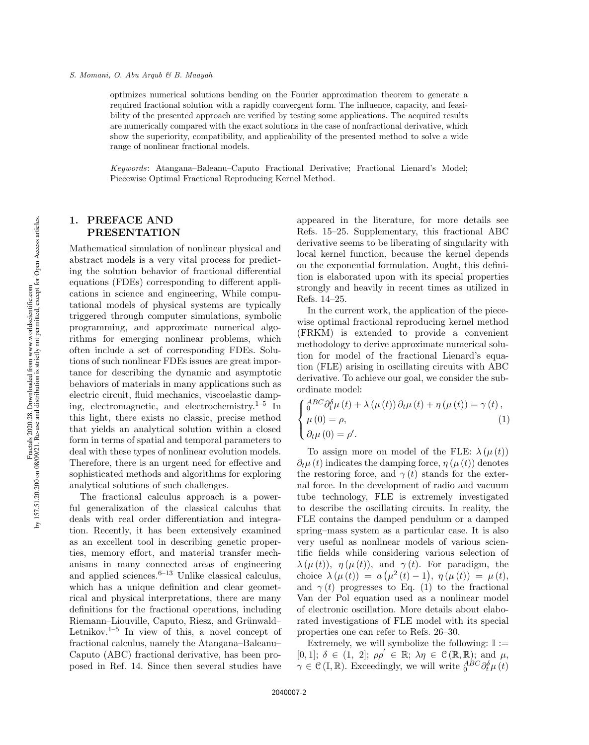optimizes numerical solutions bending on the Fourier approximation theorem to generate a required fractional solution with a rapidly convergent form. The influence, capacity, and feasibility of the presented approach are verified by testing some applications. The acquired results are numerically compared with the exact solutions in the case of nonfractional derivative, which show the superiority, compatibility, and applicability of the presented method to solve a wide range of nonlinear fractional models.

*Keywords*: Atangana–Baleanu–Caputo Fractional Derivative; Fractional Lienard's Model; Piecewise Optimal Fractional Reproducing Kernel Method.

## 1. PREFACE AND PRESENTATION

Mathematical simulation of nonlinear physical and abstract models is a very vital process for predicting the solution behavior of fractional differential equations (FDEs) corresponding to different applications in science and engineering, While computational models of physical systems are typically triggered through computer simulations, symbolic programming, and approximate numerical algorithms for emerging nonlinear problems, which often include a set of corresponding FDEs. Solutions of such nonlinear FDEs issues are great importance for describing the dynamic and asymptotic behaviors of materials in many applications such as electric circuit, fluid mechanics, viscoelastic damping, electromagnetic, and electrochemistry.[1–5] In this light, there exists no classic, precise method that yields an analytical solution within a closed form in terms of spatial and temporal parameters to deal with these types of nonlinear evolution models. Therefore, there is an urgent need for effective and sophisticated methods and algorithms for exploring analytical solutions of such challenges.

The fractional calculus approach is a powerful generalization of the classical calculus that deals with real order differentiation and integration. Recently, it has been extensively examined as an excellent tool in describing genetic properties, memory effort, and material transfer mechanisms in many connected areas of engineering and applied sciences.[6–13] Unlike classical calculus, which has a unique definition and clear geometrical and physical interpretations, there are many definitions for the fractional operations, including Riemann–Liouville, Caputo, Riesz, and Grünwald–Letnikov.[1–5] In view of this, a novel concept of fractional calculus, namely the Atangana–Baleanu–Caputo (ABC) fractional derivative, has been proposed in Ref. 14. Since then several studies have appeared in the literature, for more details see Refs. 15–25. Supplementary, this fractional ABC derivative seems to be liberating of singularity with local kernel function, because the kernel depends on the exponential formulation. Aught, this definition is elaborated upon with its special properties strongly and heavily in recent times as utilized in Refs. 14–25.

In the current work, the application of the piecewise optimal fractional reproducing kernel method (FRKM) is extended to provide a convenient methodology to derive approximate numerical solution for model of the fractional Lienard's equation (FLE) arising in oscillating circuits with ABC derivative. To achieve our goal, we consider the subordinate model:

$$\begin{cases} {}_{0}^{ABC}\partial_t^{\delta}\mu(t) + \lambda(\mu(t))\,\partial_t\mu(t) + \eta(\mu(t)) = \gamma(t), \\ \mu(0) = \rho, \\ \partial_t\mu(0) = \rho'. \end{cases} \tag{1}$$

To assign more on model of the FLE: $\lambda(\mu(t))\,\partial_t\mu(t)$ indicates the damping force, $\eta(\mu(t))$ denotes the restoring force, and $\gamma(t)$ stands for the external force. In the development of radio and vacuum tube technology, FLE is extremely investigated to describe the oscillating circuits. In reality, the FLE contains the damped pendulum or a damped spring–mass system as a particular case. It is also very useful as nonlinear models of various scientific fields while considering various selection of $\lambda(\mu(t))$, $\eta(\mu(t))$, and $\gamma(t)$. For paradigm, the choice $\lambda(\mu(t)) = a(\mu^2(t) - 1)$, $\eta(\mu(t)) = \mu(t)$, and $\gamma(t)$ progresses to Eq. (1) to the fractional Van der Pol equation used as a nonlinear model of electronic oscillation. More details about elaborated investigations of FLE model with its special properties one can refer to Refs. 26–30.

Extremely, we will symbolize the following: $\mathbb{I} := [0,1]$; $\delta \in (1,\ 2]$; $\rho\rho' \in \mathbb{R}$; $\lambda\eta \in \mathcal{C}(\mathbb{R},\mathbb{R})$; and $\mu$, $\gamma \in \mathcal{C}(\mathbb{I},\mathbb{R})$. Exceedingly, we will write ${}_{0}^{ABC}\partial_t^{\delta}\mu(t)$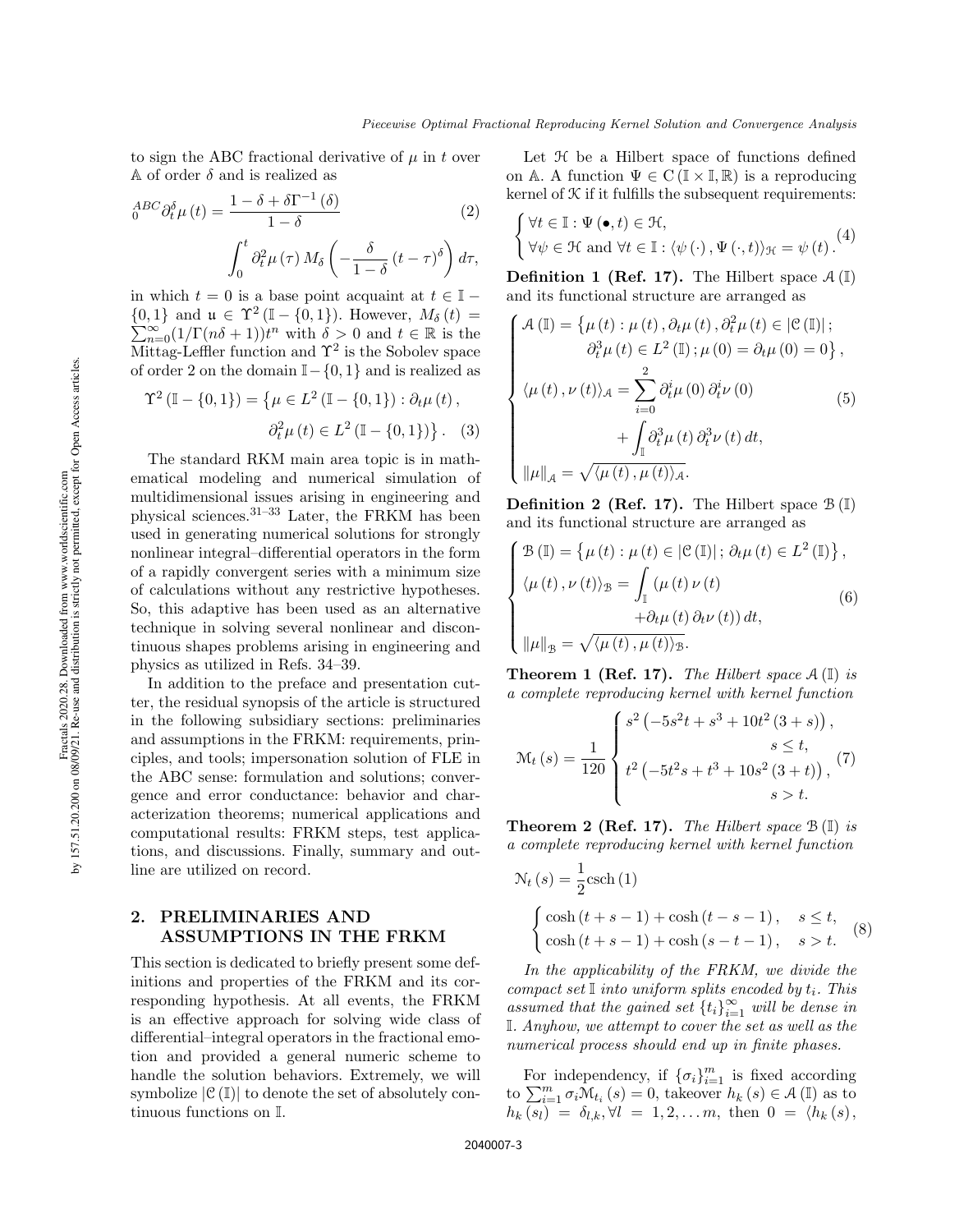to sign the ABC fractional derivative of $\mu$ in $t$ over $\mathbb{A}$ of order $\delta$ and is realized as

$$
{}_{0}^{ABC}\partial_t^{\delta}\mu(t) = \frac{1-\delta+\delta\Gamma^{-1}(\delta)}{1-\delta} \int_0^t \partial_t^2 \mu(\tau) M_{\delta}\left(-\frac{\delta}{1-\delta}(t-\tau)^{\delta}\right) d\tau, \tag{2}
$$

in which $t = 0$ is a base point acquaint at $t \in \mathbb{I} - \{0,1\}$ and $\mathfrak{u} \in \Upsilon^2(\mathbb{I} - \{0,1\})$. However, $M_{\delta}(t) = \sum_{n=0}^{\infty}(1/\Gamma(n\delta+1))t^n$ with $\delta > 0$ and $t \in \mathbb{R}$ is the Mittag-Leffler function and $\Upsilon^2$ is the Sobolev space of order 2 on the domain $\mathbb{I} - \{0,1\}$ and is realized as

$$
\Upsilon^2(\mathbb{I} - \{0,1\}) = \left\{\mu \in L^2(\mathbb{I} - \{0,1\}) : \partial_t \mu(t), \partial_t^2 \mu(t) \in L^2(\mathbb{I} - \{0,1\})\right\}. \tag{3}
$$

The standard RKM main area topic is in mathematical modeling and numerical simulation of multidimensional issues arising in engineering and physical sciences.[31–33] Later, the FRKM has been used in generating numerical solutions for strongly nonlinear integral–differential operators in the form of a rapidly convergent series with a minimum size of calculations without any restrictive hypotheses. So, this adaptive has been used as an alternative technique in solving several nonlinear and discontinuous shapes problems arising in engineering and physics as utilized in Refs. 34–39.

In addition to the preface and presentation cutter, the residual synopsis of the article is structured in the following subsidiary sections: preliminaries and assumptions in the FRKM: requirements, principles, and tools; impersonation solution of FLE in the ABC sense: formulation and solutions; convergence and error conductance: behavior and characterization theorems; numerical applications and computational results: FRKM steps, test applications, and discussions. Finally, summary and outline are utilized on record.

## 2. PRELIMINARIES AND ASSUMPTIONS IN THE FRKM

This section is dedicated to briefly present some definitions and properties of the FRKM and its corresponding hypothesis. At all events, the FRKM is an effective approach for solving wide class of differential–integral operators in the fractional emotion and provided a general numeric scheme to handle the solution behaviors. Extremely, we will symbolize $|\mathcal{C}(\mathbb{I})|$ to denote the set of absolutely continuous functions on $\mathbb{I}$.

Let $\mathcal{H}$ be a Hilbert space of functions defined on $\mathbb{A}$. A function $\Psi \in \mathrm{C}(\mathbb{I} \times \mathbb{I}, \mathbb{R})$ is a reproducing kernel of $\mathcal{K}$ if it fulfills the subsequent requirements:

$$
\begin{cases} \forall t \in \mathbb{I} : \Psi(\bullet, t) \in \mathcal{H}, \\ \forall \psi \in \mathcal{H} \text{ and } \forall t \in \mathbb{I} : \langle \psi(\cdot), \Psi(\cdot, t)\rangle_{\mathcal{H}} = \psi(t). \end{cases} \tag{4}
$$

**Definition 1 (Ref. 17).** The Hilbert space $\mathcal{A}(\mathbb{I})$ and its functional structure are arranged as

$$
\begin{cases} \mathcal{A}(\mathbb{I}) = \left\{\mu(t) : \mu(t), \partial_t \mu(t), \partial_t^2 \mu(t) \in |\mathcal{C}(\mathbb{I})|; \partial_t^3 \mu(t) \in L^2(\mathbb{I}); \mu(0) = \partial_t \mu(0) = 0\right\}, \\ \langle \mu(t), \nu(t)\rangle_{\mathcal{A}} = \sum_{i=0}^{2} \partial_t^i \mu(0) \partial_t^i \nu(0) + \int_{\mathbb{I}} \partial_t^3 \mu(t) \partial_t^3 \nu(t) dt, \\ \|\mu\|_{\mathcal{A}} = \sqrt{\langle \mu(t), \mu(t)\rangle_{\mathcal{A}}}. \end{cases} \tag{5}
$$

**Definition 2 (Ref. 17).** The Hilbert space $\mathcal{B}(\mathbb{I})$ and its functional structure are arranged as

$$
\begin{cases} \mathcal{B}(\mathbb{I}) = \left\{\mu(t) : \mu(t) \in |\mathcal{C}(\mathbb{I})|; \partial_t \mu(t) \in L^2(\mathbb{I})\right\}, \\ \langle \mu(t), \nu(t)\rangle_{\mathcal{B}} = \int_{\mathbb{I}} (\mu(t)\nu(t) + \partial_t \mu(t) \partial_t \nu(t)) dt, \\ \|\mu\|_{\mathcal{B}} = \sqrt{\langle \mu(t), \mu(t)\rangle_{\mathcal{B}}}. \end{cases} \tag{6}
$$

**Theorem 1 (Ref. 17).** *The Hilbert space $\mathcal{A}(\mathbb{I})$ is a complete reproducing kernel with kernel function*

$$
\mathcal{M}_t(s) = \frac{1}{120} \begin{cases} s^2\left(-5s^2 t + s^3 + 10t^2(3+s)\right), & s \le t, \\ t^2\left(-5t^2 s + t^3 + 10s^2(3+t)\right), & s > t. \end{cases} \tag{7}
$$

**Theorem 2 (Ref. 17).** *The Hilbert space $\mathcal{B}(\mathbb{I})$ is a complete reproducing kernel with kernel function*

$$
\mathcal{N}_t(s) = \frac{1}{2}\operatorname{csch}(1) \begin{cases} \cosh(t+s-1) + \cosh(t-s-1), & s \le t, \\ \cosh(t+s-1) + \cosh(s-t-1), & s > t. \end{cases} \tag{8}
$$

*In the applicability of the FRKM, we divide the compact set $\mathbb{I}$ into uniform splits encoded by $t_i$. This assumed that the gained set $\{t_i\}_{i=1}^{\infty}$ will be dense in $\mathbb{I}$. Anyhow, we attempt to cover the set as well as the numerical process should end up in finite phases.*

For independency, if $\{\sigma_i\}_{i=1}^{m}$ is fixed according to $\sum_{i=1}^{m}\sigma_i \mathcal{M}_{t_i}(s) = 0$, takeover $h_k(s) \in \mathcal{A}(\mathbb{I})$ as to $h_k(s_l) = \delta_{l,k}, \forall l = 1, 2, \ldots m$, then $0 = \langle h_k(s),$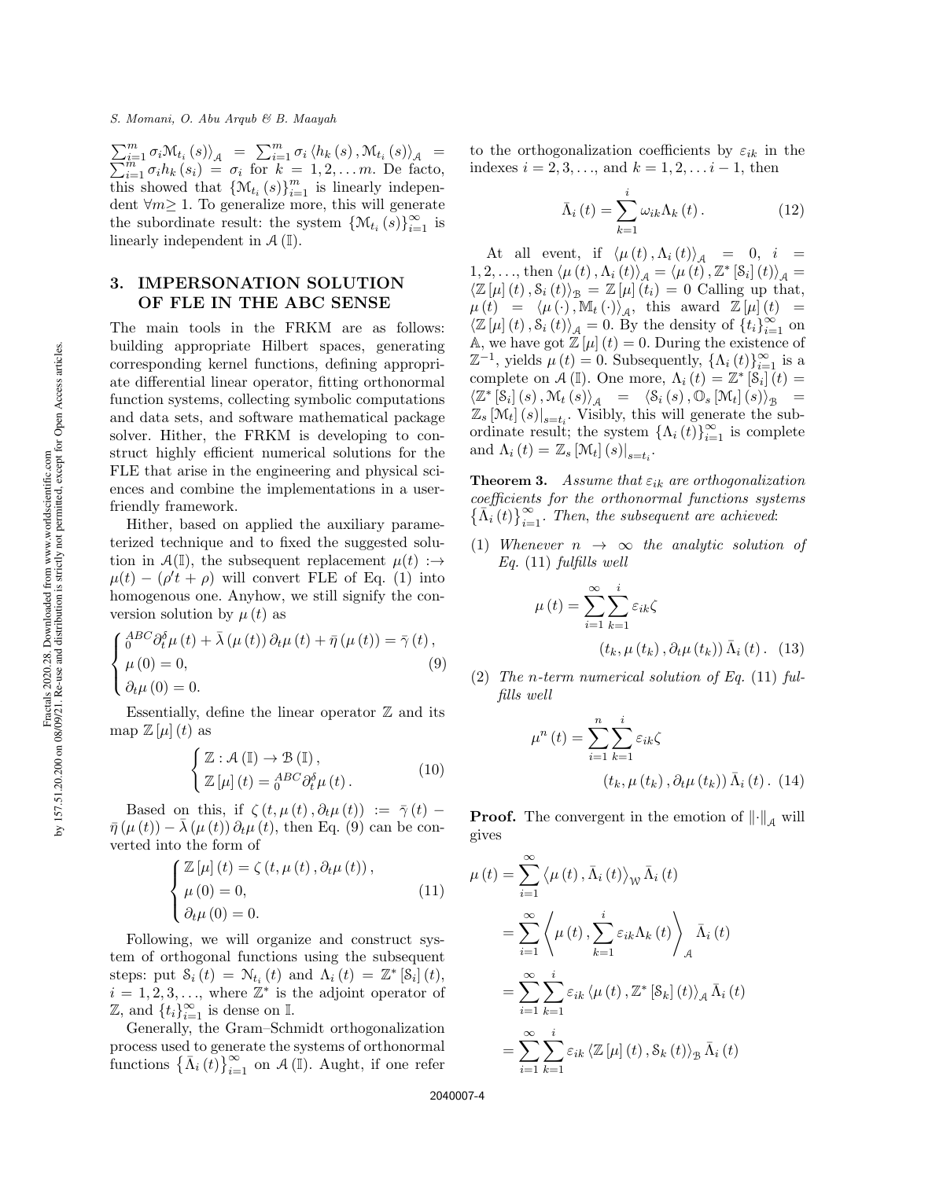$\sum_{i=1}^{m} \sigma_i \mathcal{M}_{t_i}(s)\rangle_{\mathcal{A}} = \sum_{i=1}^{m} \sigma_i \langle h_k(s), \mathcal{M}_{t_i}(s)\rangle_{\mathcal{A}} = \sum_{i=1}^{m} \sigma_i h_k(s_i) = \sigma_i$ for $k = 1, 2, \ldots m$. De facto, this showed that $\{\mathcal{M}_{t_i}(s)\}_{i=1}^{m}$ is linearly independent $\forall m \geq 1$. To generalize more, this will generate the subordinate result: the system $\{\mathcal{M}_{t_i}(s)\}_{i=1}^{\infty}$ is linearly independent in $\mathcal{A}(\mathbb{I})$.

## 3. IMPERSONATION SOLUTION OF FLE IN THE ABC SENSE

The main tools in the FRKM are as follows: building appropriate Hilbert spaces, generating corresponding kernel functions, defining appropriate differential linear operator, fitting orthonormal function systems, collecting symbolic computations and data sets, and software mathematical package solver. Hither, the FRKM is developing to construct highly efficient numerical solutions for the FLE that arise in the engineering and physical sciences and combine the implementations in a user-friendly framework.

Hither, based on applied the auxiliary parameterized technique and to fixed the suggested solution in $\mathcal{A}(\mathbb{I})$, the subsequent replacement $\mu(t) :\to \mu(t) - (\rho' t + \rho)$ will convert FLE of Eq. (1) into homogenous one. Anyhow, we still signify the conversion solution by $\mu(t)$ as

$$\begin{cases} {}_0^{ABC}\partial_t^{\delta}\mu(t) + \bar{\lambda}(\mu(t))\,\partial_t\mu(t) + \bar{\eta}(\mu(t)) = \bar{\gamma}(t), \\ \mu(0) = 0, \\ \partial_t\mu(0) = 0. \end{cases} \tag{9}$$

Essentially, define the linear operator $\mathbb{Z}$ and its map $\mathbb{Z}[\mu](t)$ as

$$\begin{cases} \mathbb{Z} : \mathcal{A}(\mathbb{I}) \to \mathcal{B}(\mathbb{I}), \\ \mathbb{Z}[\mu](t) = {}_0^{ABC}\partial_t^{\delta}\mu(t). \end{cases} \tag{10}$$

Based on this, if $\zeta(t, \mu(t), \partial_t\mu(t)) := \bar{\gamma}(t) - \bar{\eta}(\mu(t)) - \bar{\lambda}(\mu(t))\,\partial_t\mu(t)$, then Eq. (9) can be converted into the form of

$$\begin{cases} \mathbb{Z}[\mu](t) = \zeta(t, \mu(t), \partial_t\mu(t)), \\ \mu(0) = 0, \\ \partial_t\mu(0) = 0. \end{cases} \tag{11}$$

Following, we will organize and construct system of orthogonal functions using the subsequent steps: put $\mathcal{S}_i(t) = \mathcal{N}_{t_i}(t)$ and $\Lambda_i(t) = \mathbb{Z}^*[\mathcal{S}_i](t)$, $i = 1, 2, 3, \ldots$, where $\mathbb{Z}^*$ is the adjoint operator of $\mathbb{Z}$, and $\{t_i\}_{i=1}^{\infty}$ is dense on $\mathbb{I}$.

Generally, the Gram–Schmidt orthogonalization process used to generate the systems of orthonormal functions $\{\bar{\Lambda}_i(t)\}_{i=1}^{\infty}$ on $\mathcal{A}(\mathbb{I})$. Aught, if one refer to the orthogonalization coefficients by $\varepsilon_{ik}$ in the indexes $i = 2, 3, \ldots$, and $k = 1, 2, \ldots i-1$, then

$$\bar{\Lambda}_i(t) = \sum_{k=1}^{i} \omega_{ik}\Lambda_k(t). \tag{12}$$

At all event, if $\langle \mu(t), \Lambda_i(t)\rangle_{\mathcal{A}} = 0$, $i = 1, 2, \ldots$, then $\langle \mu(t), \Lambda_i(t)\rangle_{\mathcal{A}} = \langle \mu(t), \mathbb{Z}^*[\mathcal{S}_i](t)\rangle_{\mathcal{A}} = \langle \mathbb{Z}[\mu](t), \mathcal{S}_i(t)\rangle_{\mathcal{B}} = \mathbb{Z}[\mu](t_i) = 0$ Calling up that, $\mu(t) = \langle \mu(\cdot), \mathbb{M}_t(\cdot)\rangle_{\mathcal{A}}$, this award $\mathbb{Z}[\mu](t) = \langle \mathbb{Z}[\mu](t), \mathcal{S}_i(t)\rangle_{\mathcal{A}} = 0$. By the density of $\{t_i\}_{i=1}^{\infty}$ on $\mathbb{A}$, we have got $\mathbb{Z}[\mu](t) = 0$. During the existence of $\mathbb{Z}^{-1}$, yields $\mu(t) = 0$. Subsequently, $\{\Lambda_i(t)\}_{i=1}^{\infty}$ is a complete on $\mathcal{A}(\mathbb{I})$. One more, $\Lambda_i(t) = \mathbb{Z}^*[\mathcal{S}_i](t) = \langle \mathbb{Z}^*[\mathcal{S}_i](s), \mathcal{M}_t(s)\rangle_{\mathcal{A}} = \langle \mathcal{S}_i(s), \mathbb{O}_s[\mathcal{M}_t](s)\rangle_{\mathcal{B}} = \mathbb{Z}_s[\mathcal{M}_t](s)|_{s=t_i}$. Visibly, this will generate the subordinate result; the system $\{\Lambda_i(t)\}_{i=1}^{\infty}$ is complete and $\Lambda_i(t) = \mathbb{Z}_s[\mathcal{M}_t](s)|_{s=t_i}$.

**Theorem 3.** *Assume that $\varepsilon_{ik}$ are orthogonalization coefficients for the orthonormal functions systems $\{\bar{\Lambda}_i(t)\}_{i=1}^{\infty}$. Then, the subsequent are achieved*:

(1) *Whenever $n \to \infty$ the analytic solution of Eq.* (11) *fulfills well*

$$\mu(t) = \sum_{i=1}^{\infty}\sum_{k=1}^{i} \varepsilon_{ik}\zeta(t_k, \mu(t_k), \partial_t\mu(t_k))\,\bar{\Lambda}_i(t). \tag{13}$$

(2) *The $n$-term numerical solution of Eq.* (11) *fulfills well*

$$\mu^n(t) = \sum_{i=1}^{n}\sum_{k=1}^{i} \varepsilon_{ik}\zeta(t_k, \mu(t_k), \partial_t\mu(t_k))\,\bar{\Lambda}_i(t). \tag{14}$$

**Proof.** The convergent in the emotion of $\|\cdot\|_{\mathcal{A}}$ will gives

$$\begin{aligned} \mu(t) &= \sum_{i=1}^{\infty} \langle \mu(t), \bar{\Lambda}_i(t)\rangle_{\mathcal{W}} \bar{\Lambda}_i(t) \\ &= \sum_{i=1}^{\infty} \left\langle \mu(t), \sum_{k=1}^{i} \varepsilon_{ik}\Lambda_k(t) \right\rangle_{\mathcal{A}} \bar{\Lambda}_i(t) \\ &= \sum_{i=1}^{\infty}\sum_{k=1}^{i} \varepsilon_{ik} \langle \mu(t), \mathbb{Z}^*[\mathcal{S}_k](t)\rangle_{\mathcal{A}} \bar{\Lambda}_i(t) \\ &= \sum_{i=1}^{\infty}\sum_{k=1}^{i} \varepsilon_{ik} \langle \mathbb{Z}[\mu](t), \mathcal{S}_k(t)\rangle_{\mathcal{B}} \bar{\Lambda}_i(t) \end{aligned}$$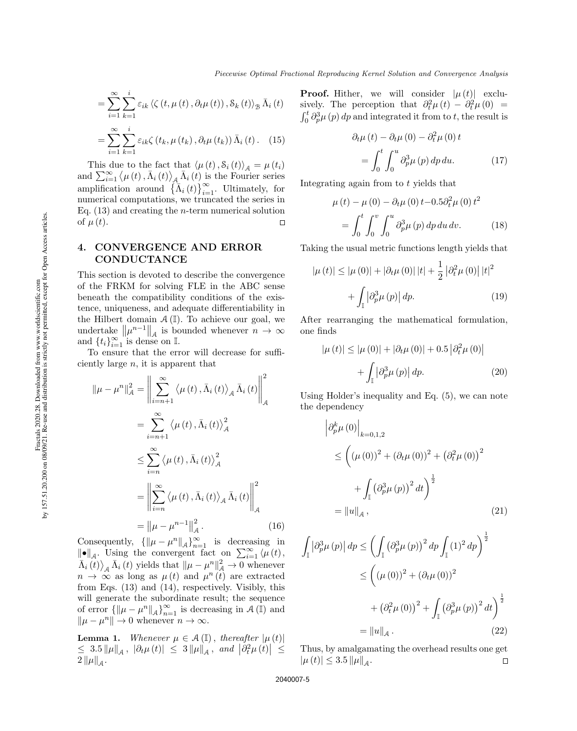$$= \sum_{i=1}^{\infty} \sum_{k=1}^{i} \varepsilon_{ik} \langle \zeta(t, \mu(t), \partial_t \mu(t)), \mathcal{S}_k(t) \rangle_{\mathcal{B}} \bar{\Lambda}_i(t)$$

$$= \sum_{i=1}^{\infty} \sum_{k=1}^{i} \varepsilon_{ik} \zeta(t_k, \mu(t_k), \partial_t \mu(t_k)) \bar{\Lambda}_i(t). \quad (15)$$

This due to the fact that $\langle \mu(t), \mathcal{S}_i(t) \rangle_{\mathcal{A}} = \mu(t_i)$ and $\sum_{i=1}^{\infty} \langle \mu(t), \bar{\Lambda}_i(t) \rangle_{\mathcal{A}} \bar{\Lambda}_i(t)$ is the Fourier series amplification around $\{\bar{\Lambda}_i(t)\}_{i=1}^{\infty}$. Ultimately, for numerical computations, we truncated the series in Eq. (13) and creating the $n$-term numerical solution of $\mu(t)$. □

## 4. CONVERGENCE AND ERROR CONDUCTANCE

This section is devoted to describe the convergence of the FRKM for solving FLE in the ABC sense beneath the compatibility conditions of the existence, uniqueness, and adequate differentiability in the Hilbert domain $\mathcal{A}(\mathbb{I})$. To achieve our goal, we undertake $\|\mu^{n-1}\|_{\mathcal{A}}$ is bounded whenever $n \to \infty$ and $\{t_i\}_{i=1}^{\infty}$ is dense on $\mathbb{I}$.

To ensure that the error will decrease for sufficiently large $n$, it is apparent that

$$\begin{aligned}
\|\mu - \mu^n\|_{\mathcal{A}}^2 &= \left\| \sum_{i=n+1}^{\infty} \langle \mu(t), \bar{\Lambda}_i(t) \rangle_{\mathcal{A}} \bar{\Lambda}_i(t) \right\|_{\mathcal{A}}^2 \\
&= \sum_{i=n+1}^{\infty} \langle \mu(t), \bar{\Lambda}_i(t) \rangle_{\mathcal{A}}^2 \\
&\leq \sum_{i=n}^{\infty} \langle \mu(t), \bar{\Lambda}_i(t) \rangle_{\mathcal{A}}^2 \\
&= \left\| \sum_{i=n}^{\infty} \langle \mu(t), \bar{\Lambda}_i(t) \rangle_{\mathcal{A}} \bar{\Lambda}_i(t) \right\|_{\mathcal{A}}^2 \\
&= \|\mu - \mu^{n-1}\|_{\mathcal{A}}^2. \quad (16)
\end{aligned}$$

Consequently, $\{\|\mu - \mu^n\|_{\mathcal{A}}\}_{n=1}^{\infty}$ is decreasing in $\|\bullet\|_{\mathcal{A}}$. Using the convergent fact on $\sum_{i=1}^{\infty} \langle \mu(t), \bar{\Lambda}_i(t) \rangle_{\mathcal{A}} \bar{\Lambda}_i(t)$ yields that $\|\mu - \mu^n\|_{\mathcal{A}}^2 \to 0$ whenever $n \to \infty$ as long as $\mu(t)$ and $\mu^n(t)$ are extracted from Eqs. (13) and (14), respectively. Visibly, this will generate the subordinate result; the sequence of error $\{\|\mu - \mu^n\|_{\mathcal{A}}\}_{n=1}^{\infty}$ is decreasing in $\mathcal{A}(\mathbb{I})$ and $\|\mu - \mu^n\| \to 0$ whenever $n \to \infty$.

**Lemma 1.** *Whenever $\mu \in \mathcal{A}(\mathbb{I})$, thereafter $|\mu(t)| \leq 3.5\|\mu\|_{\mathcal{A}}$, $|\partial_t \mu(t)| \leq 3\|\mu\|_{\mathcal{A}}$, and $|\partial_t^2 \mu(t)| \leq 2\|\mu\|_{\mathcal{A}}$.*

**Proof.** Hither, we will consider $|\mu(t)|$ exclusively. The perception that $\partial_t^2 \mu(t) - \partial_t^2 \mu(0) = \int_0^t \partial_p^3 \mu(p)\, dp$ and integrated it from to $t$, the result is

$$\partial_t \mu(t) - \partial_t \mu(0) - \partial_t^2 \mu(0)\, t = \int_0^t \int_0^u \partial_p^3 \mu(p)\, dp\, du. \quad (17)$$

Integrating again from to $t$ yields that

$$\mu(t) - \mu(0) - \partial_t \mu(0)\, t - 0.5 \partial_t^2 \mu(0)\, t^2 = \int_0^t \int_0^v \int_0^u \partial_p^3 \mu(p)\, dp\, du\, dv. \quad (18)$$

Taking the usual metric functions length yields that

$$|\mu(t)| \leq |\mu(0)| + |\partial_t \mu(0)|\, |t| + \frac{1}{2} \left|\partial_t^2 \mu(0)\right| |t|^2 + \int_{\mathbb{I}} \left|\partial_p^3 \mu(p)\right| dp. \quad (19)$$

After rearranging the mathematical formulation, one finds

$$|\mu(t)| \leq |\mu(0)| + |\partial_t \mu(0)| + 0.5 \left|\partial_t^2 \mu(0)\right| + \int_{\mathbb{I}} \left|\partial_p^3 \mu(p)\right| dp. \quad (20)$$

Using Holder's inequality and Eq. (5), we can note the dependency

$$\begin{aligned}
&\left|\partial_p^k \mu(0)\right|_{k=0,1,2} \\
&\leq \left( (\mu(0))^2 + (\partial_t \mu(0))^2 + \left(\partial_t^2 \mu(0)\right)^2 + \int_{\mathbb{I}} \left(\partial_p^3 \mu(p)\right)^2 dt \right)^{\frac{1}{2}} \\
&= \|u\|_{\mathcal{A}}, \quad (21)
\end{aligned}$$

$$\begin{aligned}
\int_{\mathbb{I}} \left|\partial_p^3 \mu(p)\right| dp &\leq \left( \int_{\mathbb{I}} \left(\partial_p^3 \mu(p)\right)^2 dp \int_{\mathbb{I}} (1)^2 dp \right)^{\frac{1}{2}} \\
&\leq \left( (\mu(0))^2 + (\partial_t \mu(0))^2 + \left(\partial_t^2 \mu(0)\right)^2 + \int_{\mathbb{I}} \left(\partial_p^3 \mu(p)\right)^2 dt \right)^{\frac{1}{2}} \\
&= \|u\|_{\mathcal{A}}. \quad (22)
\end{aligned}$$

Thus, by amalgamating the overhead results one get $|\mu(t)| \leq 3.5\|\mu\|_{\mathcal{A}}$. □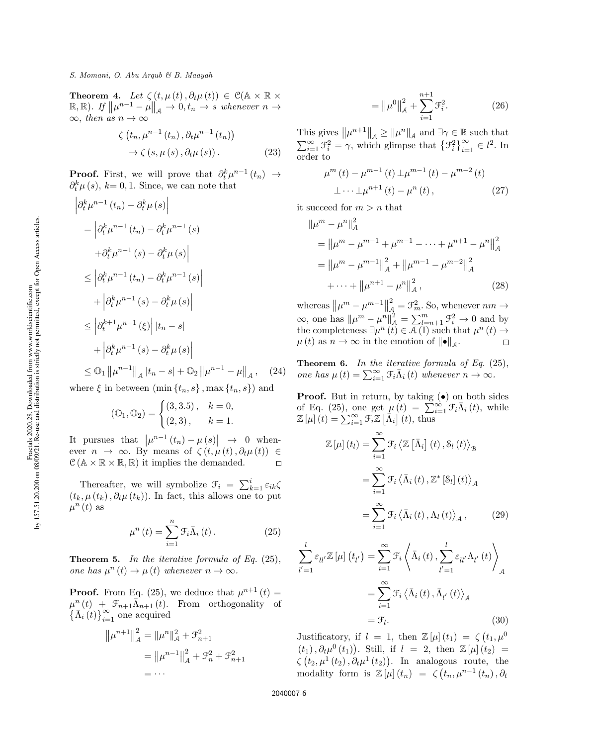**Theorem 4.** *Let $\zeta(t,\mu(t),\partial_t\mu(t)) \in \mathcal{C}(\mathbb{A}\times\mathbb{R}\times\mathbb{R},\mathbb{R})$. If $\|\mu^{n-1}-\mu\|_{\mathcal{A}} \to 0, t_n \to s$ whenever $n \to \infty$, then as $n \to \infty$*

$$\zeta(t_n,\mu^{n-1}(t_n),\partial_t\mu^{n-1}(t_n)) \to \zeta(s,\mu(s),\partial_t\mu(s)). \tag{23}$$

**Proof.** First, we will prove that $\partial_t^k\mu^{n-1}(t_n) \to \partial_t^k\mu(s)$, $k=0,1$. Since, we can note that

$$\begin{aligned}
&\left|\partial_t^k\mu^{n-1}(t_n)-\partial_t^k\mu(s)\right| \\
&= \left|\partial_t^k\mu^{n-1}(t_n)-\partial_t^k\mu^{n-1}(s) +\partial_t^k\mu^{n-1}(s)-\partial_t^k\mu(s)\right| \\
&\le \left|\partial_t^k\mu^{n-1}(t_n)-\partial_t^k\mu^{n-1}(s)\right| + \left|\partial_t^k\mu^{n-1}(s)-\partial_t^k\mu(s)\right| \\
&\le \left|\partial_t^{k+1}\mu^{n-1}(\xi)\right||t_n-s| + \left|\partial_t^k\mu^{n-1}(s)-\partial_t^k\mu(s)\right| \\
&\le \mathbb{O}_1\left\|\mu^{n-1}\right\|_{\mathcal{A}}|t_n-s| + \mathbb{O}_2\left\|\mu^{n-1}-\mu\right\|_{\mathcal{A}},
\end{aligned} \tag{24}$$

where $\xi$ in between $(\min\{t_n,s\},\max\{t_n,s\})$ and

$$(\mathbb{O}_1,\mathbb{O}_2) = \begin{cases}(3,3.5), & k=0,\\ (2,3), & k=1.\end{cases}$$

It pursues that $\left|\mu^{n-1}(t_n)-\mu(s)\right| \to 0$ whenever $n \to \infty$. By means of $\zeta(t,\mu(t),\partial_t\mu(t)) \in \mathcal{C}(\mathbb{A}\times\mathbb{R}\times\mathbb{R},\mathbb{R})$ it implies the demanded. $\square$

Thereafter, we will symbolize $\mathcal{F}_i = \sum_{k=1}^{i}\varepsilon_{ik}\zeta(t_k,\mu(t_k),\partial_t\mu(t_k))$. In fact, this allows one to put $\mu^n(t)$ as

$$\mu^n(t) = \sum_{i=1}^{n}\mathcal{F}_i\bar{\Lambda}_i(t). \tag{25}$$

**Theorem 5.** *In the iterative formula of Eq. (25), one has $\mu^n(t) \to \mu(t)$ whenever $n \to \infty$.*

**Proof.** From Eq. (25), we deduce that $\mu^{n+1}(t) = \mu^n(t) + \mathcal{F}_{n+1}\bar{\Lambda}_{n+1}(t)$. From orthogonality of $\{\bar{\Lambda}_i(t)\}_{i=1}^{\infty}$ one acquired

$$\begin{aligned}
\left\|\mu^{n+1}\right\|_{\mathcal{A}}^2 &= \|\mu^n\|_{\mathcal{A}}^2 + \mathcal{F}_{n+1}^2 \\
&= \left\|\mu^{n-1}\right\|_{\mathcal{A}}^2 + \mathcal{F}_n^2 + \mathcal{F}_{n+1}^2 \\
&= \cdots \\
&= \left\|\mu^0\right\|_{\mathcal{A}}^2 + \sum_{i=1}^{n+1}\mathcal{F}_i^2.
\end{aligned} \tag{26}$$

This gives $\left\|\mu^{n+1}\right\|_{\mathcal{A}} \ge \|\mu^n\|_{\mathcal{A}}$ and $\exists\gamma \in \mathbb{R}$ such that $\sum_{i=1}^{\infty}\mathcal{F}_i^2 = \gamma$, which glimpse that $\{\mathcal{F}_i^2\}_{i=1}^{\infty} \in l^2$. In order to

$$\mu^m(t)-\mu^{m-1}(t) \perp \mu^{m-1}(t)-\mu^{m-2}(t) \perp \cdots \perp \mu^{n+1}(t)-\mu^n(t), \tag{27}$$

it succeed for $m > n$ that

$$\begin{aligned}
\|\mu^m-\mu^n\|_{\mathcal{A}}^2 &= \left\|\mu^m-\mu^{m-1}+\mu^{m-1}-\cdots+\mu^{n+1}-\mu^n\right\|_{\mathcal{A}}^2 \\
&= \left\|\mu^m-\mu^{m-1}\right\|_{\mathcal{A}}^2 + \left\|\mu^{m-1}-\mu^{m-2}\right\|_{\mathcal{A}}^2 + \cdots + \left\|\mu^{n+1}-\mu^n\right\|_{\mathcal{A}}^2,
\end{aligned} \tag{28}$$

whereas $\left\|\mu^m-\mu^{m-1}\right\|_{\mathcal{A}}^2 = \mathcal{F}_m^2$. So, whenever $nm \to \infty$, one has $\|\mu^m-\mu^n\|_{\mathcal{A}}^2 = \sum_{l=n+1}^{m}\mathcal{F}_i^2 \to 0$ and by the completeness $\exists\mu^n(t) \in \mathcal{A}(\mathbb{I})$ such that $\mu^n(t) \to \mu(t)$ as $n \to \infty$ in the emotion of $\|\bullet\|_{\mathcal{A}}$. $\square$

**Theorem 6.** *In the iterative formula of Eq. (25), one has $\mu(t) = \sum_{i=1}^{\infty}\mathcal{F}_i\bar{\Lambda}_i(t)$ whenever $n \to \infty$.*

**Proof.** But in return, by taking $(\bullet)$ on both sides of Eq. (25), one get $\mu(t) = \sum_{i=1}^{\infty}\mathcal{F}_i\bar{\Lambda}_i(t)$, while $\mathbb{Z}[\mu](t) = \sum_{i=1}^{\infty}\mathcal{F}_i\mathbb{Z}[\bar{\Lambda}_i](t)$, thus

$$\begin{aligned}
\mathbb{Z}[\mu](t_l) &= \sum_{i=1}^{\infty}\mathcal{F}_i\left\langle\mathbb{Z}[\bar{\Lambda}_i](t),\mathcal{S}_l(t)\right\rangle_{\mathcal{B}} \\
&= \sum_{i=1}^{\infty}\mathcal{F}_i\left\langle\bar{\Lambda}_i(t),\mathbb{Z}^*[\mathcal{S}_l](t)\right\rangle_{\mathcal{A}} \\
&= \sum_{i=1}^{\infty}\mathcal{F}_i\left\langle\bar{\Lambda}_i(t),\Lambda_l(t)\right\rangle_{\mathcal{A}},
\end{aligned} \tag{29}$$

$$\begin{aligned}
\sum_{l'=1}^{l}\varepsilon_{ll'}\mathbb{Z}[\mu](t_{l'}) &= \sum_{i=1}^{\infty}\mathcal{F}_i\left\langle\bar{\Lambda}_i(t),\sum_{l'=1}^{l}\varepsilon_{ll'}\Lambda_{l'}(t)\right\rangle_{\mathcal{A}} \\
&= \sum_{i=1}^{\infty}\mathcal{F}_i\left\langle\bar{\Lambda}_i(t),\bar{\Lambda}_{l'}(t)\right\rangle_{\mathcal{A}} \\
&= \mathcal{F}_l.
\end{aligned} \tag{30}$$

Justificatory, if $l=1$, then $\mathbb{Z}[\mu](t_1) = \zeta(t_1,\mu^0(t_1),\partial_t\mu^0(t_1))$. Still, if $l=2$, then $\mathbb{Z}[\mu](t_2) = \zeta(t_2,\mu^1(t_2),\partial_t\mu^1(t_2))$. In analogous route, the modality form is $\mathbb{Z}[\mu](t_n) = \zeta(t_n,\mu^{n-1}(t_n),\partial_t$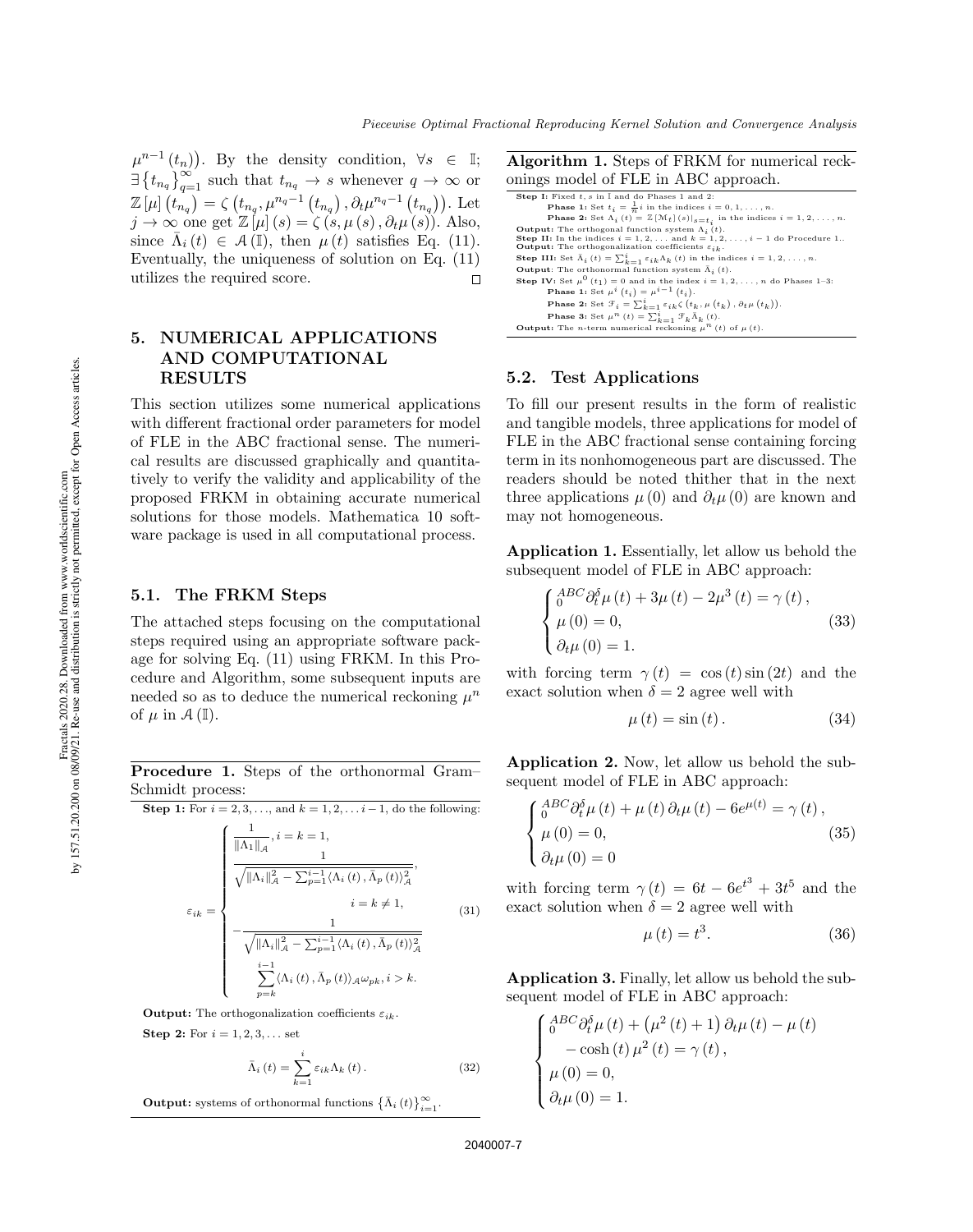$\mu^{n-1}(t_n))$. By the density condition, $\forall s \in \mathbb{I}$; $\exists \{t_{n_q}\}_{q=1}^{\infty}$ such that $t_{n_q} \to s$ whenever $q \to \infty$ or $\mathbb{Z}[\mu](t_{n_q}) = \zeta(t_{n_q}, \mu^{n_q-1}(t_{n_q}), \partial_t \mu^{n_q-1}(t_{n_q}))$. Let $j \to \infty$ one get $\mathbb{Z}[\mu](s) = \zeta(s, \mu(s), \partial_t \mu(s))$. Also, since $\bar{\Lambda}_i(t) \in \mathcal{A}(\mathbb{I})$, then $\mu(t)$ satisfies Eq. (11). Eventually, the uniqueness of solution on Eq. (11) utilizes the required score. □

## 5. NUMERICAL APPLICATIONS AND COMPUTATIONAL RESULTS

This section utilizes some numerical applications with different fractional order parameters for model of FLE in the ABC fractional sense. The numerical results are discussed graphically and quantitatively to verify the validity and applicability of the proposed FRKM in obtaining accurate numerical solutions for those models. Mathematica 10 software package is used in all computational process.

### 5.1. The FRKM Steps

The attached steps focusing on the computational steps required using an appropriate software package for solving Eq. (11) using FRKM. In this Procedure and Algorithm, some subsequent inputs are needed so as to deduce the numerical reckoning $\mu^n$ of $\mu$ in $\mathcal{A}(\mathbb{I})$.

**Procedure 1.** Steps of the orthonormal Gram–Schmidt process:

**Step 1:** For $i = 2, 3, \ldots,$ and $k = 1, 2, \ldots i-1$, do the following:

$$\varepsilon_{ik} = \begin{cases} \dfrac{1}{\|\Lambda_1\|_{\mathcal{A}}}, i = k = 1, \\ \dfrac{1}{\sqrt{\|\Lambda_i\|_{\mathcal{A}}^2 - \sum_{p=1}^{i-1} \langle \Lambda_i(t), \bar{\Lambda}_p(t) \rangle_{\mathcal{A}}^2}}, \\ \qquad\qquad i = k \neq 1, \\ -\dfrac{1}{\sqrt{\|\Lambda_i\|_{\mathcal{A}}^2 - \sum_{p=1}^{i-1} \langle \Lambda_i(t), \bar{\Lambda}_p(t) \rangle_{\mathcal{A}}^2}} \\ \qquad \displaystyle\sum_{p=k}^{i-1} \langle \Lambda_i(t), \bar{\Lambda}_p(t) \rangle_{\mathcal{A}} \omega_{pk}, i > k. \end{cases} \tag{31}$$

**Output:** The orthogonalization coefficients $\varepsilon_{ik}$.

**Step 2:** For $i = 1, 2, 3, \ldots$ set

$$\bar{\Lambda}_i(t) = \sum_{k=1}^{i} \varepsilon_{ik} \Lambda_k(t). \tag{32}$$

**Output:** systems of orthonormal functions $\{\bar{\Lambda}_i(t)\}_{i=1}^{\infty}$.

**Algorithm 1.** Steps of FRKM for numerical reckonings model of FLE in ABC approach.

**Step I:** Fixed $t, s$ in $\mathbb{I}$ and do Phases 1 and 2:
- **Phase 1:** Set $t_i = \frac{1}{n} i$ in the indices $i = 0, 1, \ldots, n$.
- **Phase 2:** Set $\Lambda_i(t) = \mathbb{Z}[\mathbb{M}_t](s)|_{s=t_i}$ in the indices $i = 1, 2, \ldots, n$.

**Output:** The orthogonal function system $\Lambda_i(t)$.

**Step II:** In the indices $i = 1, 2, \ldots$ and $k = 1, 2, \ldots, i-1$ do Procedure 1..

**Output:** The orthogonalization coefficients $\varepsilon_{ik}$.

**Step III:** Set $\bar{\Lambda}_i(t) = \sum_{k=1}^{i} \varepsilon_{ik} \Lambda_k(t)$ in the indices $i = 1, 2, \ldots, n$.

**Output:** The orthonormal function system $\bar{\Lambda}_i(t)$.

**Step IV:** Set $\mu^0(t_1) = 0$ and in the index $i = 1, 2, \ldots, n$ do Phases 1–3:
- **Phase 1:** Set $\mu^i(t_i) = \mu^{i-1}(t_i)$.
- **Phase 2:** Set $\mathcal{F}_i = \sum_{k=1}^{i} \varepsilon_{ik} \zeta(t_k, \mu(t_k), \partial_t \mu(t_k))$.
- **Phase 3:** Set $\mu^n(t) = \sum_{k=1}^{i} \mathcal{F}_k \bar{\Lambda}_k(t)$.

**Output:** The $n$-term numerical reckoning $\mu^n(t)$ of $\mu(t)$.

### 5.2. Test Applications

To fill our present results in the form of realistic and tangible models, three applications for model of FLE in the ABC fractional sense containing forcing term in its nonhomogeneous part are discussed. The readers should be noted thither that in the next three applications $\mu(0)$ and $\partial_t \mu(0)$ are known and may not homogeneous.

**Application 1.** Essentially, let allow us behold the subsequent model of FLE in ABC approach:

$$\begin{cases} {}_0^{ABC}\partial_t^{\delta} \mu(t) + 3\mu(t) - 2\mu^3(t) = \gamma(t), \\ \mu(0) = 0, \\ \partial_t \mu(0) = 1. \end{cases} \tag{33}$$

with forcing term $\gamma(t) = \cos(t)\sin(2t)$ and the exact solution when $\delta = 2$ agree well with

$$\mu(t) = \sin(t). \tag{34}$$

**Application 2.** Now, let allow us behold the subsequent model of FLE in ABC approach:

$$\begin{cases} {}_0^{ABC}\partial_t^{\delta} \mu(t) + \mu(t)\partial_t \mu(t) - 6e^{\mu(t)} = \gamma(t), \\ \mu(0) = 0, \\ \partial_t \mu(0) = 0 \end{cases} \tag{35}$$

with forcing term $\gamma(t) = 6t - 6e^{t^3} + 3t^5$ and the exact solution when $\delta = 2$ agree well with

$$\mu(t) = t^3. \tag{36}$$

**Application 3.** Finally, let allow us behold the subsequent model of FLE in ABC approach:

$$\begin{cases} {}_0^{ABC}\partial_t^{\delta} \mu(t) + (\mu^2(t) + 1)\partial_t \mu(t) - \mu(t) \\ \quad - \cosh(t)\mu^2(t) = \gamma(t), \\ \mu(0) = 0, \\ \partial_t \mu(0) = 1. \end{cases}$$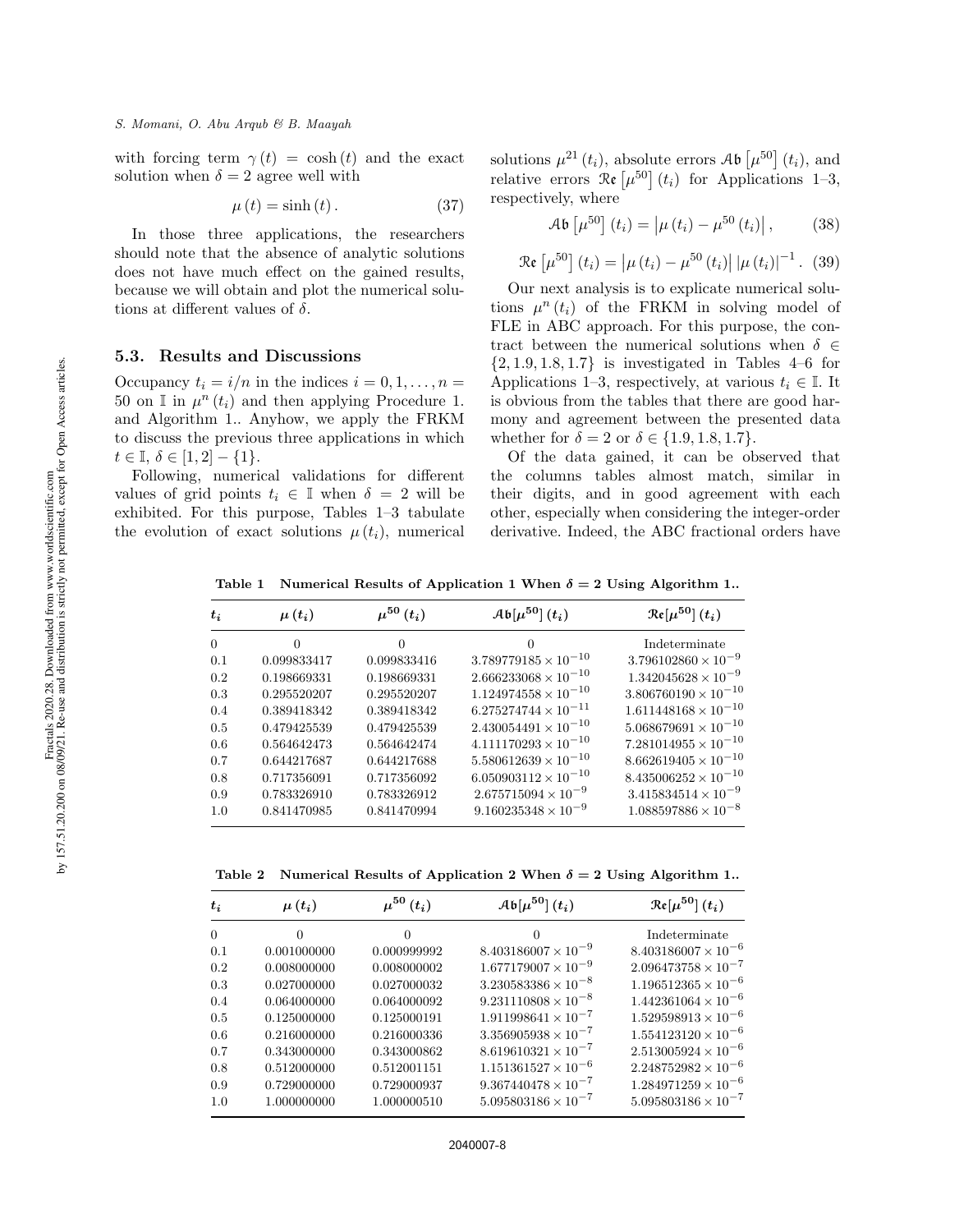with forcing term $\gamma(t) = \cosh(t)$ and the exact solution when $\delta = 2$ agree well with

$$\mu(t) = \sinh(t). \tag{37}$$

In those three applications, the researchers should note that the absence of analytic solutions does not have much effect on the gained results, because we will obtain and plot the numerical solutions at different values of $\delta$.

### 5.3. Results and Discussions

Occupancy $t_i = i/n$ in the indices $i = 0, 1, \ldots, n = 50$ on $\mathbb{I}$ in $\mu^n(t_i)$ and then applying Procedure 1. and Algorithm 1.. Anyhow, we apply the FRKM to discuss the previous three applications in which $t \in \mathbb{I}$, $\delta \in [1, 2] - \{1\}$.

Following, numerical validations for different values of grid points $t_i \in \mathbb{I}$ when $\delta = 2$ will be exhibited. For this purpose, Tables 1–3 tabulate the evolution of exact solutions $\mu(t_i)$, numerical solutions $\mu^{21}(t_i)$, absolute errors $\mathcal{Ab}\left[\mu^{50}\right](t_i)$, and relative errors $\mathfrak{Re}\left[\mu^{50}\right](t_i)$ for Applications 1–3, respectively, where

$$\mathcal{Ab}\left[\mu^{50}\right](t_i) = \left|\mu(t_i) - \mu^{50}(t_i)\right|, \tag{38}$$

$$\mathfrak{Re}\left[\mu^{50}\right](t_i) = \left|\mu(t_i) - \mu^{50}(t_i)\right| \left|\mu(t_i)\right|^{-1}. \tag{39}$$

Our next analysis is to explicate numerical solutions $\mu^n(t_i)$ of the FRKM in solving model of FLE in ABC approach. For this purpose, the contract between the numerical solutions when $\delta \in \{2, 1.9, 1.8, 1.7\}$ is investigated in Tables 4–6 for Applications 1–3, respectively, at various $t_i \in \mathbb{I}$. It is obvious from the tables that there are good harmony and agreement between the presented data whether for $\delta = 2$ or $\delta \in \{1.9, 1.8, 1.7\}$.

Of the data gained, it can be observed that the columns tables almost match, similar in their digits, and in good agreement with each other, especially when considering the integer-order derivative. Indeed, the ABC fractional orders have

**Table 1** Numerical Results of Application 1 When $\delta = 2$ Using Algorithm 1..

| $t_i$ | $\mu(t_i)$ | $\mu^{50}(t_i)$ | $\mathcal{Ab}[\mu^{50}](t_i)$ | $\mathfrak{Re}[\mu^{50}](t_i)$ |
|---|---|---|---|---|
| 0 | 0 | 0 | 0 | Indeterminate |
| 0.1 | 0.099833417 | 0.099833416 | $3.789779185 \times 10^{-10}$ | $3.796102860 \times 10^{-9}$ |
| 0.2 | 0.198669331 | 0.198669331 | $2.666233068 \times 10^{-10}$ | $1.342045628 \times 10^{-9}$ |
| 0.3 | 0.295520207 | 0.295520207 | $1.124974558 \times 10^{-10}$ | $3.806760190 \times 10^{-10}$ |
| 0.4 | 0.389418342 | 0.389418342 | $6.275274744 \times 10^{-11}$ | $1.611448168 \times 10^{-10}$ |
| 0.5 | 0.479425539 | 0.479425539 | $2.430054491 \times 10^{-10}$ | $5.068679691 \times 10^{-10}$ |
| 0.6 | 0.564642473 | 0.564642474 | $4.111170293 \times 10^{-10}$ | $7.281014955 \times 10^{-10}$ |
| 0.7 | 0.644217687 | 0.644217688 | $5.580612639 \times 10^{-10}$ | $8.662619405 \times 10^{-10}$ |
| 0.8 | 0.717356091 | 0.717356092 | $6.050903112 \times 10^{-10}$ | $8.435006252 \times 10^{-10}$ |
| 0.9 | 0.783326910 | 0.783326912 | $2.675715094 \times 10^{-9}$ | $3.415834514 \times 10^{-9}$ |
| 1.0 | 0.841470985 | 0.841470994 | $9.160235348 \times 10^{-9}$ | $1.088597886 \times 10^{-8}$ |

**Table 2** Numerical Results of Application 2 When $\delta = 2$ Using Algorithm 1..

| $t_i$ | $\mu(t_i)$ | $\mu^{50}(t_i)$ | $\mathcal{Ab}[\mu^{50}](t_i)$ | $\mathfrak{Re}[\mu^{50}](t_i)$ |
|---|---|---|---|---|
| 0 | 0 | 0 | 0 | Indeterminate |
| 0.1 | 0.001000000 | 0.000999992 | $8.403186007 \times 10^{-9}$ | $8.403186007 \times 10^{-6}$ |
| 0.2 | 0.008000000 | 0.008000002 | $1.677179007 \times 10^{-9}$ | $2.096473758 \times 10^{-7}$ |
| 0.3 | 0.027000000 | 0.027000032 | $3.230583386 \times 10^{-8}$ | $1.196512365 \times 10^{-6}$ |
| 0.4 | 0.064000000 | 0.064000092 | $9.231110808 \times 10^{-8}$ | $1.442361064 \times 10^{-6}$ |
| 0.5 | 0.125000000 | 0.125000191 | $1.911998641 \times 10^{-7}$ | $1.529598913 \times 10^{-6}$ |
| 0.6 | 0.216000000 | 0.216000336 | $3.356905938 \times 10^{-7}$ | $1.554123120 \times 10^{-6}$ |
| 0.7 | 0.343000000 | 0.343000862 | $8.619610321 \times 10^{-7}$ | $2.513005924 \times 10^{-6}$ |
| 0.8 | 0.512000000 | 0.512001151 | $1.151361527 \times 10^{-6}$ | $2.248752982 \times 10^{-6}$ |
| 0.9 | 0.729000000 | 0.729000937 | $9.367440478 \times 10^{-7}$ | $1.284971259 \times 10^{-6}$ |
| 1.0 | 1.000000000 | 1.000000510 | $5.095803186 \times 10^{-7}$ | $5.095803186 \times 10^{-7}$ |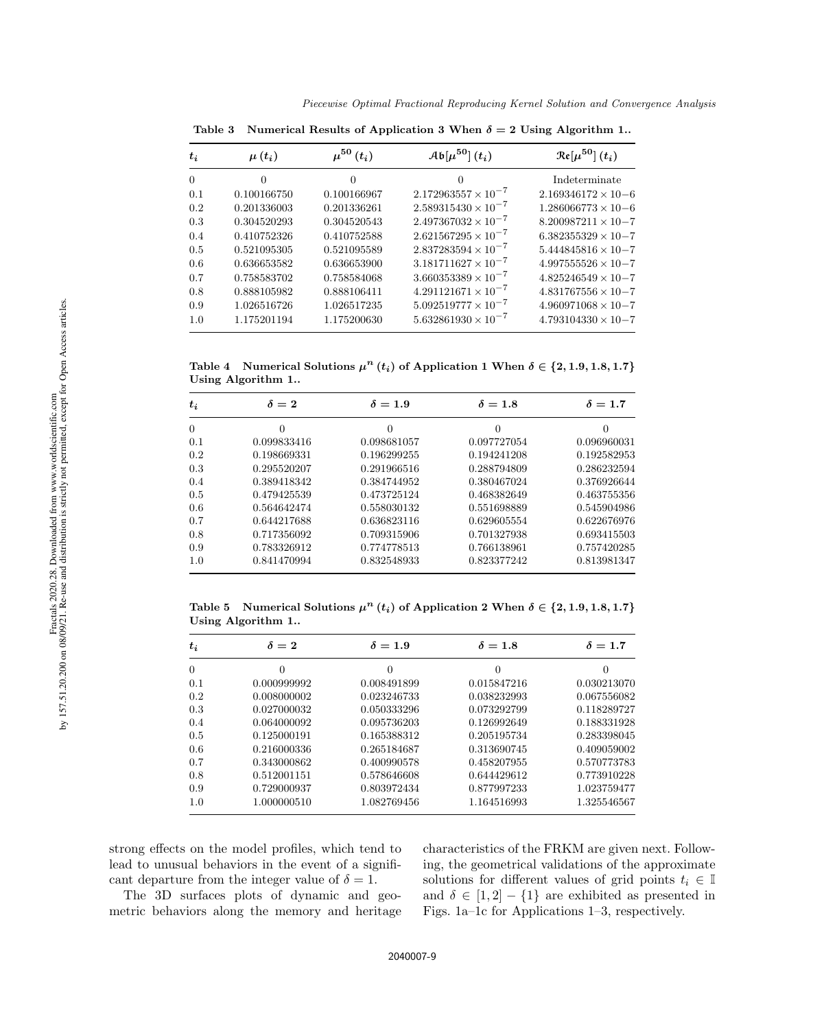**Table 3 Numerical Results of Application 3 When $\delta = 2$ Using Algorithm 1..**

| $t_i$ | $\mu(t_i)$ | $\mu^{50}(t_i)$ | $\mathcal{Ab}[\mu^{50}](t_i)$ | $\mathfrak{Re}[\mu^{50}](t_i)$ |
|---|---|---|---|---|
| 0 | 0 | 0 | 0 | Indeterminate |
| 0.1 | 0.100166750 | 0.100166967 | $2.172963557 \times 10^{-7}$ | $2.169346172 \times 10{-6}$ |
| 0.2 | 0.201336003 | 0.201336261 | $2.589315430 \times 10^{-7}$ | $1.286066773 \times 10{-6}$ |
| 0.3 | 0.304520293 | 0.304520543 | $2.497367032 \times 10^{-7}$ | $8.200987211 \times 10{-7}$ |
| 0.4 | 0.410752326 | 0.410752588 | $2.621567295 \times 10^{-7}$ | $6.382355329 \times 10{-7}$ |
| 0.5 | 0.521095305 | 0.521095589 | $2.837283594 \times 10^{-7}$ | $5.444845816 \times 10{-7}$ |
| 0.6 | 0.636653582 | 0.636653900 | $3.181711627 \times 10^{-7}$ | $4.997555526 \times 10{-7}$ |
| 0.7 | 0.758583702 | 0.758584068 | $3.660353389 \times 10^{-7}$ | $4.825246549 \times 10{-7}$ |
| 0.8 | 0.888105982 | 0.888106411 | $4.291121671 \times 10^{-7}$ | $4.831767556 \times 10{-7}$ |
| 0.9 | 1.026516726 | 1.026517235 | $5.092519777 \times 10^{-7}$ | $4.960971068 \times 10{-7}$ |
| 1.0 | 1.175201194 | 1.175200630 | $5.632861930 \times 10^{-7}$ | $4.793104330 \times 10{-7}$ |

**Table 4 Numerical Solutions $\mu^n(t_i)$ of Application 1 When $\delta \in \{2, 1.9, 1.8, 1.7\}$ Using Algorithm 1..**

| $t_i$ | $\delta = 2$ | $\delta = 1.9$ | $\delta = 1.8$ | $\delta = 1.7$ |
|---|---|---|---|---|
| 0 | 0 | 0 | 0 | 0 |
| 0.1 | 0.099833416 | 0.098681057 | 0.097727054 | 0.096960031 |
| 0.2 | 0.198669331 | 0.196299255 | 0.194241208 | 0.192582953 |
| 0.3 | 0.295520207 | 0.291966516 | 0.288794809 | 0.286232594 |
| 0.4 | 0.389418342 | 0.384744952 | 0.380467024 | 0.376926644 |
| 0.5 | 0.479425539 | 0.473725124 | 0.468382649 | 0.463755356 |
| 0.6 | 0.564642474 | 0.558030132 | 0.551698889 | 0.545904986 |
| 0.7 | 0.644217688 | 0.636823116 | 0.629605554 | 0.622676976 |
| 0.8 | 0.717356092 | 0.709315906 | 0.701327938 | 0.693415503 |
| 0.9 | 0.783326912 | 0.774778513 | 0.766138961 | 0.757420285 |
| 1.0 | 0.841470994 | 0.832548933 | 0.823377242 | 0.813981347 |

**Table 5 Numerical Solutions $\mu^n(t_i)$ of Application 2 When $\delta \in \{2, 1.9, 1.8, 1.7\}$ Using Algorithm 1..**

| $t_i$ | $\delta = 2$ | $\delta = 1.9$ | $\delta = 1.8$ | $\delta = 1.7$ |
|---|---|---|---|---|
| 0 | 0 | 0 | 0 | 0 |
| 0.1 | 0.000999992 | 0.008491899 | 0.015847216 | 0.030213070 |
| 0.2 | 0.008000002 | 0.023246733 | 0.038232993 | 0.067556082 |
| 0.3 | 0.027000032 | 0.050333296 | 0.073292799 | 0.118289727 |
| 0.4 | 0.064000092 | 0.095736203 | 0.126992649 | 0.188331928 |
| 0.5 | 0.125000191 | 0.165388312 | 0.205195734 | 0.283398045 |
| 0.6 | 0.216000336 | 0.265184687 | 0.313690745 | 0.409059002 |
| 0.7 | 0.343000862 | 0.400990578 | 0.458207955 | 0.570773783 |
| 0.8 | 0.512001151 | 0.578646608 | 0.644429612 | 0.773910228 |
| 0.9 | 0.729000937 | 0.803972434 | 0.877997233 | 1.023759477 |
| 1.0 | 1.000000510 | 1.082769456 | 1.164516993 | 1.325546567 |

strong effects on the model profiles, which tend to lead to unusual behaviors in the event of a significant departure from the integer value of $\delta = 1$.

The 3D surfaces plots of dynamic and geometric behaviors along the memory and heritage characteristics of the FRKM are given next. Following, the geometrical validations of the approximate solutions for different values of grid points $t_i \in \mathbb{I}$ and $\delta \in [1, 2] - \{1\}$ are exhibited as presented in Figs. 1a–1c for Applications 1–3, respectively.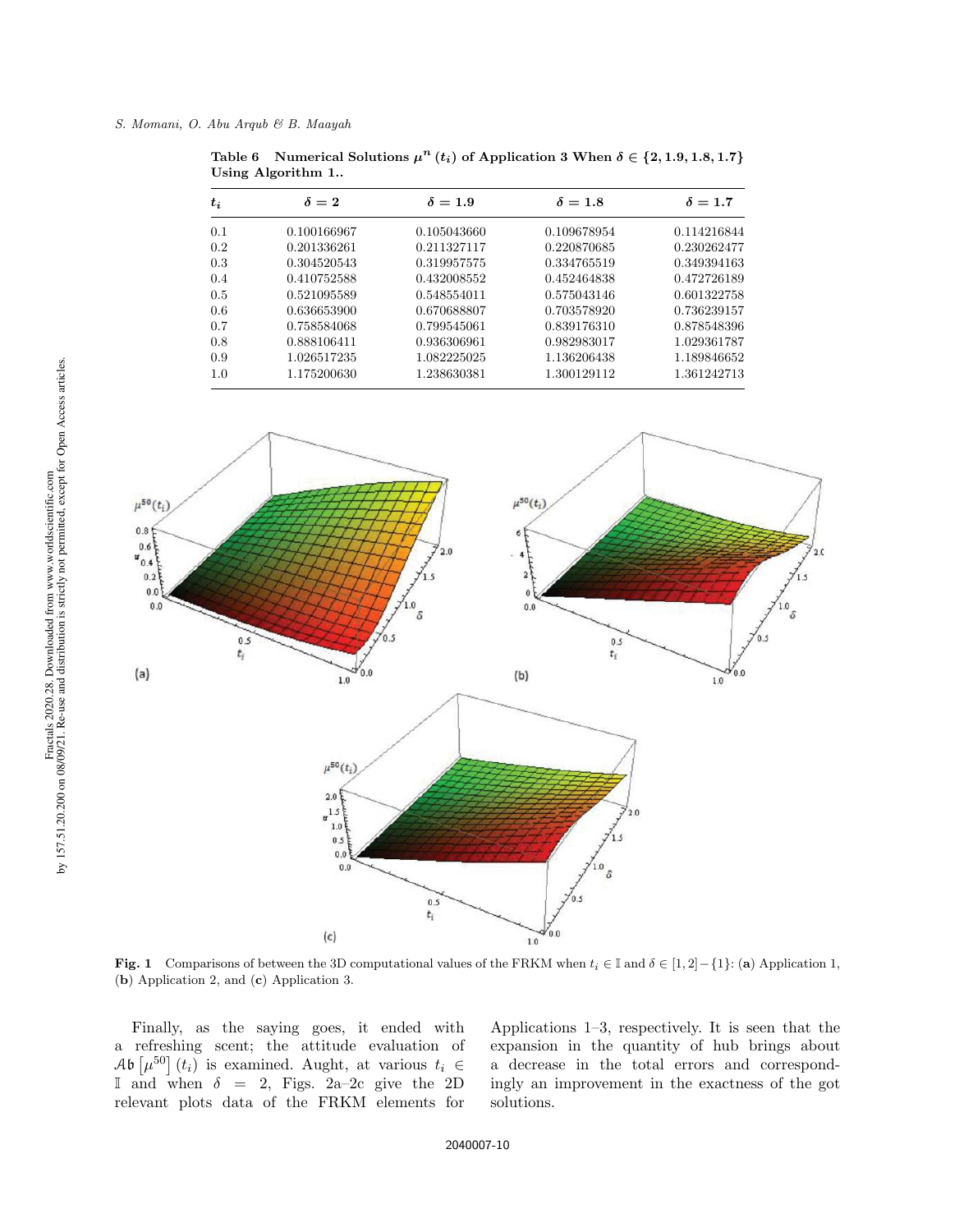**Table 6** Numerical Solutions $\mu^n(t_i)$ of Application 3 When $\delta \in \{2, 1.9, 1.8, 1.7\}$ Using Algorithm 1..

| $t_i$ | $\delta = 2$ | $\delta = 1.9$ | $\delta = 1.8$ | $\delta = 1.7$ |
|---|---|---|---|---|
| 0.1 | 0.100166967 | 0.105043660 | 0.109678954 | 0.114216844 |
| 0.2 | 0.201336261 | 0.211327117 | 0.220870685 | 0.230262477 |
| 0.3 | 0.304520543 | 0.319957575 | 0.334765519 | 0.349394163 |
| 0.4 | 0.410752588 | 0.432008552 | 0.452464838 | 0.472726189 |
| 0.5 | 0.521095589 | 0.548554011 | 0.575043146 | 0.601322758 |
| 0.6 | 0.636653900 | 0.670688807 | 0.703578920 | 0.736239157 |
| 0.7 | 0.758584068 | 0.799545061 | 0.839176310 | 0.878548396 |
| 0.8 | 0.888106411 | 0.936306961 | 0.982983017 | 1.029361787 |
| 0.9 | 1.026517235 | 1.082225025 | 1.136206438 | 1.189846652 |
| 1.0 | 1.175200630 | 1.238630381 | 1.300129112 | 1.361242713 |

**Fig. 1** Comparisons of between the 3D computational values of the FRKM when $t_i \in \mathbb{I}$ and $\delta \in [1, 2] - \{1\}$: (**a**) Application 1, (**b**) Application 2, and (**c**) Application 3.

Finally, as the saying goes, it ended with a refreshing scent; the attitude evaluation of $\mathcal{A}\mathfrak{b}\left[\mu^{50}\right](t_i)$ is examined. Aught, at various $t_i \in \mathbb{I}$ and when $\delta = 2$, Figs. 2a–2c give the 2D relevant plots data of the FRKM elements for Applications 1–3, respectively. It is seen that the expansion in the quantity of hub brings about a decrease in the total errors and correspondingly an improvement in the exactness of the got solutions.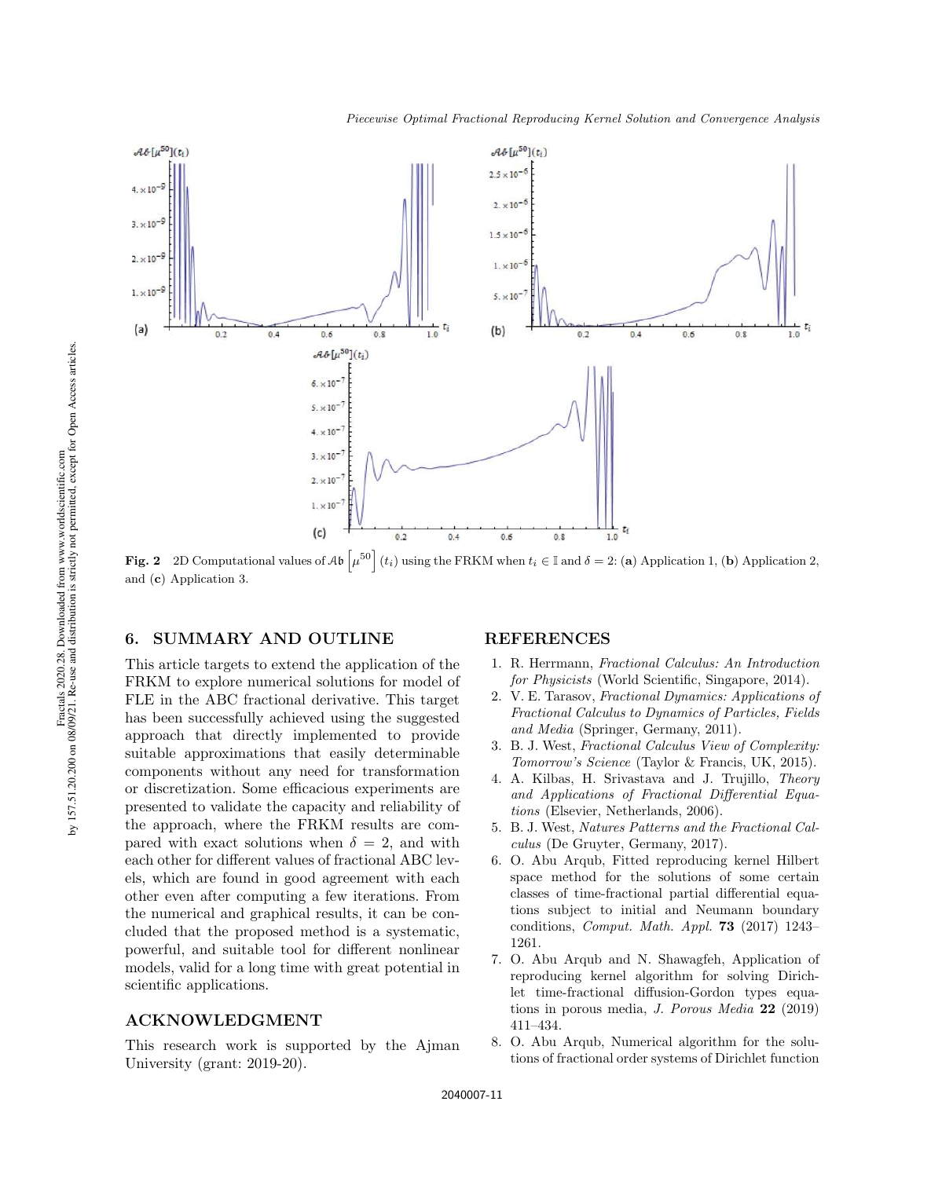**Fig. 2** 2D Computational values of $\mathcal{A}\mathfrak{b}\left[\mu^{50}\right](t_i)$ using the FRKM when $t_i \in \mathbb{I}$ and $\delta = 2$: (**a**) Application 1, (**b**) Application 2, and (**c**) Application 3.

## 6. SUMMARY AND OUTLINE

This article targets to extend the application of the FRKM to explore numerical solutions for model of FLE in the ABC fractional derivative. This target has been successfully achieved using the suggested approach that directly implemented to provide suitable approximations that easily determinable components without any need for transformation or discretization. Some efficacious experiments are presented to validate the capacity and reliability of the approach, where the FRKM results are compared with exact solutions when $\delta = 2$, and with each other for different values of fractional ABC levels, which are found in good agreement with each other even after computing a few iterations. From the numerical and graphical results, it can be concluded that the proposed method is a systematic, powerful, and suitable tool for different nonlinear models, valid for a long time with great potential in scientific applications.

## ACKNOWLEDGMENT

This research work is supported by the Ajman University (grant: 2019-20).

## REFERENCES

1. R. Herrmann, *Fractional Calculus: An Introduction for Physicists* (World Scientific, Singapore, 2014).
2. V. E. Tarasov, *Fractional Dynamics: Applications of Fractional Calculus to Dynamics of Particles, Fields and Media* (Springer, Germany, 2011).
3. B. J. West, *Fractional Calculus View of Complexity: Tomorrow's Science* (Taylor & Francis, UK, 2015).
4. A. Kilbas, H. Srivastava and J. Trujillo, *Theory and Applications of Fractional Differential Equations* (Elsevier, Netherlands, 2006).
5. B. J. West, *Natures Patterns and the Fractional Calculus* (De Gruyter, Germany, 2017).
6. O. Abu Arqub, Fitted reproducing kernel Hilbert space method for the solutions of some certain classes of time-fractional partial differential equations subject to initial and Neumann boundary conditions, *Comput. Math. Appl.* **73** (2017) 1243–1261.
7. O. Abu Arqub and N. Shawagfeh, Application of reproducing kernel algorithm for solving Dirichlet time-fractional diffusion-Gordon types equations in porous media, *J. Porous Media* **22** (2019) 411–434.
8. O. Abu Arqub, Numerical algorithm for the solutions of fractional order systems of Dirichlet function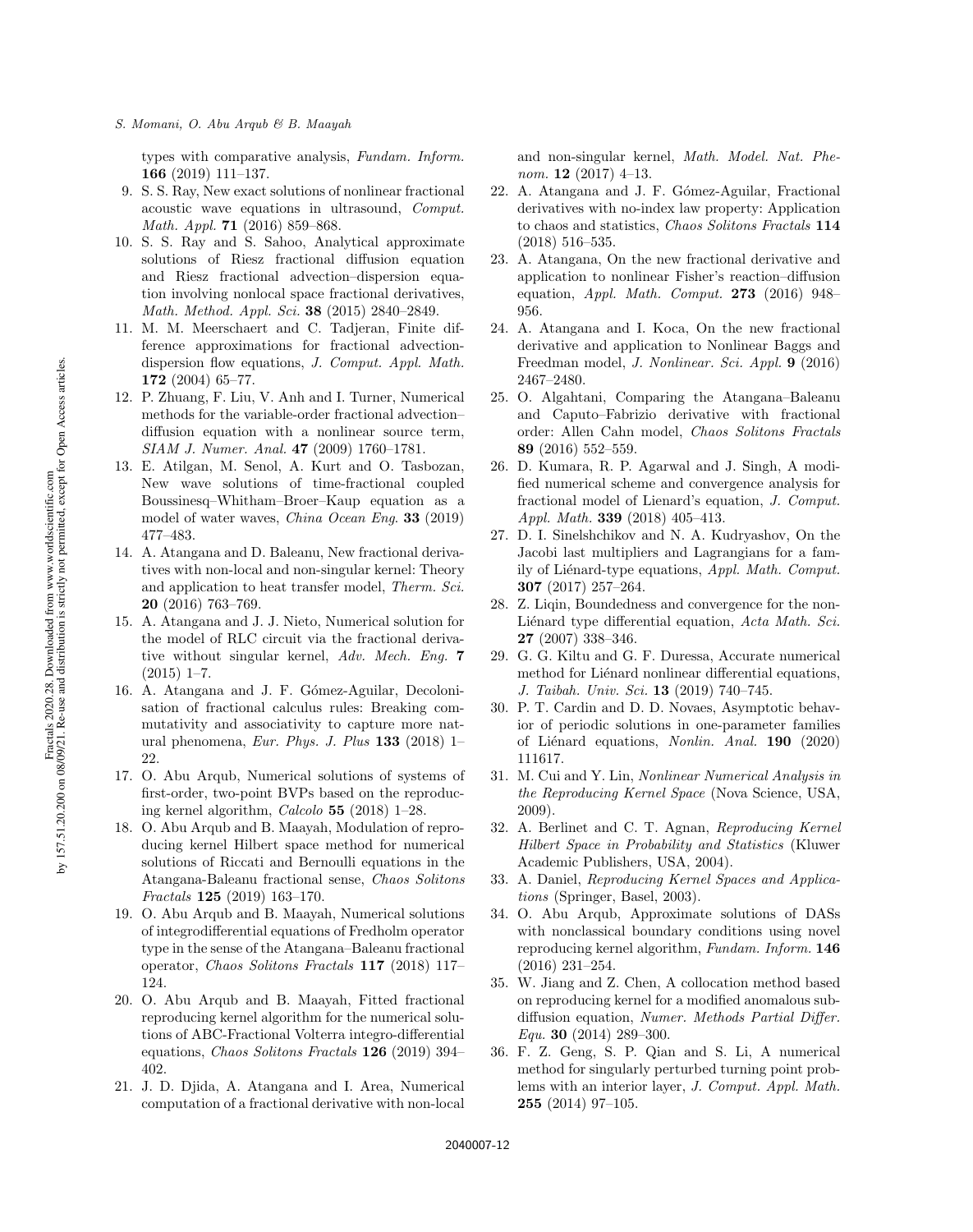types with comparative analysis, *Fundam. Inform.* **166** (2019) 111–137.

9. S. S. Ray, New exact solutions of nonlinear fractional acoustic wave equations in ultrasound, *Comput. Math. Appl.* **71** (2016) 859–868.
10. S. S. Ray and S. Sahoo, Analytical approximate solutions of Riesz fractional diffusion equation and Riesz fractional advection–dispersion equation involving nonlocal space fractional derivatives, *Math. Method. Appl. Sci.* **38** (2015) 2840–2849.
11. M. M. Meerschaert and C. Tadjeran, Finite difference approximations for fractional advection-dispersion flow equations, *J. Comput. Appl. Math.* **172** (2004) 65–77.
12. P. Zhuang, F. Liu, V. Anh and I. Turner, Numerical methods for the variable-order fractional advection–diffusion equation with a nonlinear source term, *SIAM J. Numer. Anal.* **47** (2009) 1760–1781.
13. E. Atilgan, M. Senol, A. Kurt and O. Tasbozan, New wave solutions of time-fractional coupled Boussinesq–Whitham–Broer–Kaup equation as a model of water waves, *China Ocean Eng.* **33** (2019) 477–483.
14. A. Atangana and D. Baleanu, New fractional derivatives with non-local and non-singular kernel: Theory and application to heat transfer model, *Therm. Sci.* **20** (2016) 763–769.
15. A. Atangana and J. J. Nieto, Numerical solution for the model of RLC circuit via the fractional derivative without singular kernel, *Adv. Mech. Eng.* **7** (2015) 1–7.
16. A. Atangana and J. F. Gómez-Aguilar, Decolonisation of fractional calculus rules: Breaking commutativity and associativity to capture more natural phenomena, *Eur. Phys. J. Plus* **133** (2018) 1–22.
17. O. Abu Arqub, Numerical solutions of systems of first-order, two-point BVPs based on the reproducing kernel algorithm, *Calcolo* **55** (2018) 1–28.
18. O. Abu Arqub and B. Maayah, Modulation of reproducing kernel Hilbert space method for numerical solutions of Riccati and Bernoulli equations in the Atangana-Baleanu fractional sense, *Chaos Solitons Fractals* **125** (2019) 163–170.
19. O. Abu Arqub and B. Maayah, Numerical solutions of integrodifferential equations of Fredholm operator type in the sense of the Atangana–Baleanu fractional operator, *Chaos Solitons Fractals* **117** (2018) 117–124.
20. O. Abu Arqub and B. Maayah, Fitted fractional reproducing kernel algorithm for the numerical solutions of ABC-Fractional Volterra integro-differential equations, *Chaos Solitons Fractals* **126** (2019) 394–402.
21. J. D. Djida, A. Atangana and I. Area, Numerical computation of a fractional derivative with non-local and non-singular kernel, *Math. Model. Nat. Phenom.* **12** (2017) 4–13.
22. A. Atangana and J. F. Gómez-Aguilar, Fractional derivatives with no-index law property: Application to chaos and statistics, *Chaos Solitons Fractals* **114** (2018) 516–535.
23. A. Atangana, On the new fractional derivative and application to nonlinear Fisher's reaction–diffusion equation, *Appl. Math. Comput.* **273** (2016) 948–956.
24. A. Atangana and I. Koca, On the new fractional derivative and application to Nonlinear Baggs and Freedman model, *J. Nonlinear. Sci. Appl.* **9** (2016) 2467–2480.
25. O. Algahtani, Comparing the Atangana–Baleanu and Caputo–Fabrizio derivative with fractional order: Allen Cahn model, *Chaos Solitons Fractals* **89** (2016) 552–559.
26. D. Kumara, R. P. Agarwal and J. Singh, A modified numerical scheme and convergence analysis for fractional model of Lienard's equation, *J. Comput. Appl. Math.* **339** (2018) 405–413.
27. D. I. Sinelshchikov and N. A. Kudryashov, On the Jacobi last multipliers and Lagrangians for a family of Liénard-type equations, *Appl. Math. Comput.* **307** (2017) 257–264.
28. Z. Liqin, Boundedness and convergence for the non-Liénard type differential equation, *Acta Math. Sci.* **27** (2007) 338–346.
29. G. G. Kiltu and G. F. Duressa, Accurate numerical method for Liénard nonlinear differential equations, *J. Taibah. Univ. Sci.* **13** (2019) 740–745.
30. P. T. Cardin and D. D. Novaes, Asymptotic behavior of periodic solutions in one-parameter families of Liénard equations, *Nonlin. Anal.* **190** (2020) 111617.
31. M. Cui and Y. Lin, *Nonlinear Numerical Analysis in the Reproducing Kernel Space* (Nova Science, USA, 2009).
32. A. Berlinet and C. T. Agnan, *Reproducing Kernel Hilbert Space in Probability and Statistics* (Kluwer Academic Publishers, USA, 2004).
33. A. Daniel, *Reproducing Kernel Spaces and Applications* (Springer, Basel, 2003).
34. O. Abu Arqub, Approximate solutions of DASs with nonclassical boundary conditions using novel reproducing kernel algorithm, *Fundam. Inform.* **146** (2016) 231–254.
35. W. Jiang and Z. Chen, A collocation method based on reproducing kernel for a modified anomalous subdiffusion equation, *Numer. Methods Partial Differ. Equ.* **30** (2014) 289–300.
36. F. Z. Geng, S. P. Qian and S. Li, A numerical method for singularly perturbed turning point problems with an interior layer, *J. Comput. Appl. Math.* **255** (2014) 97–105.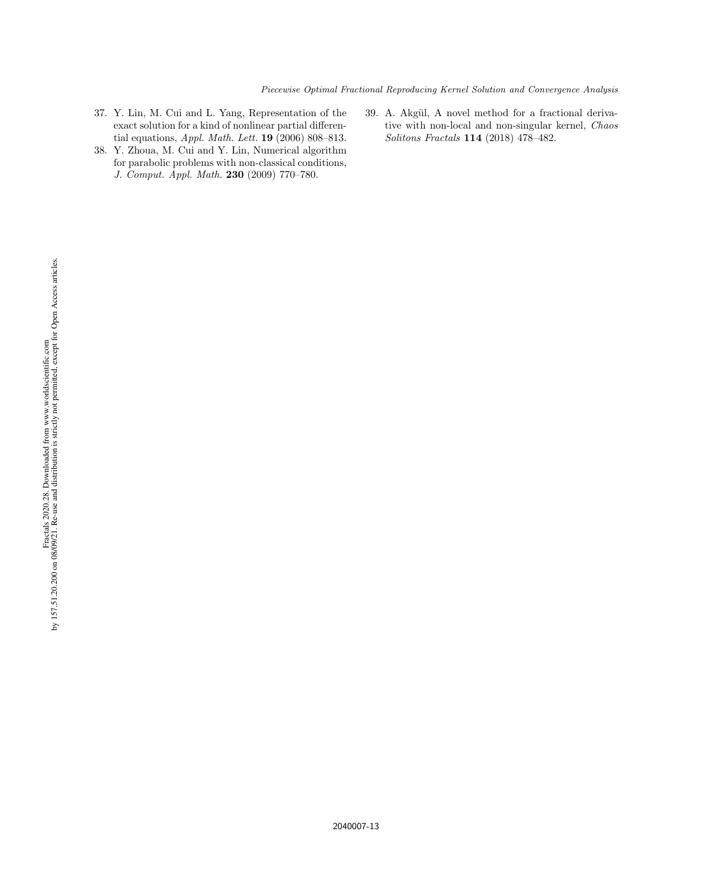37. Y. Lin, M. Cui and L. Yang, Representation of the exact solution for a kind of nonlinear partial differential equations, *Appl. Math. Lett.* **19** (2006) 808–813.
38. Y. Zhoua, M. Cui and Y. Lin, Numerical algorithm for parabolic problems with non-classical conditions, *J. Comput. Appl. Math.* **230** (2009) 770–780.
39. A. Akgül, A novel method for a fractional derivative with non-local and non-singular kernel, *Chaos Solitons Fractals* **114** (2018) 478–482.